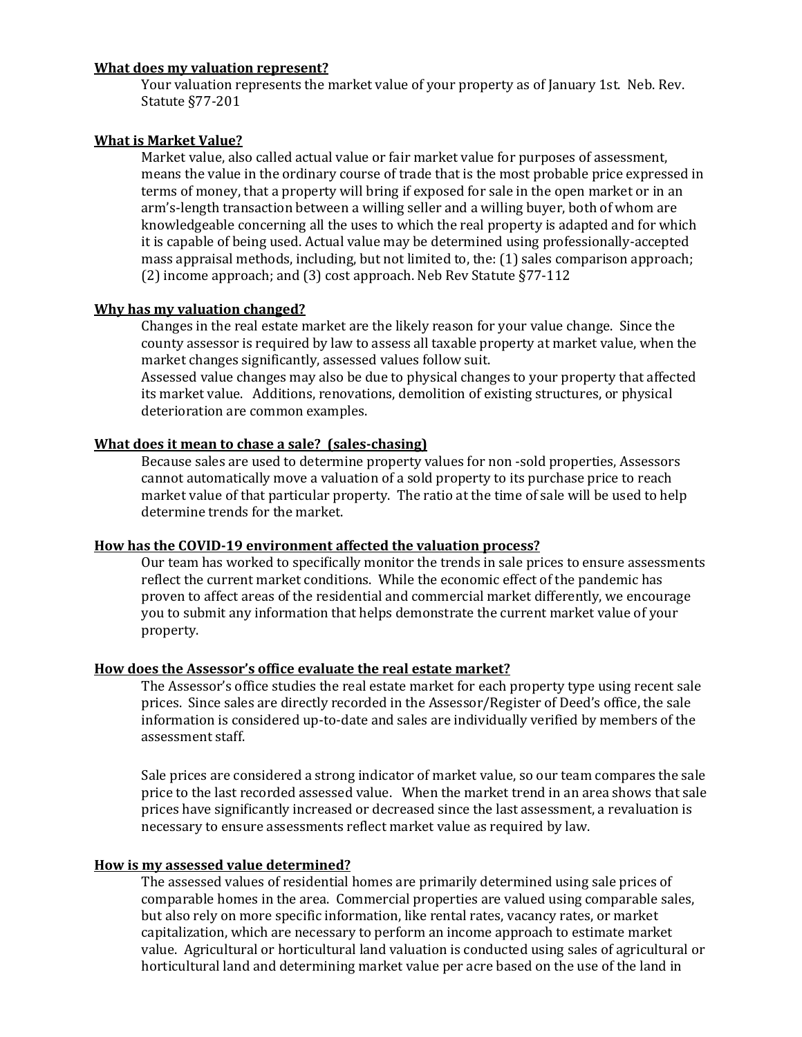### What does my valuation represent?

Your valuation represents the market value of your property as of January 1st. Neb. Rev. Statute §77-201

### What is Market Value?

Market value, also called actual value or fair market value for purposes of assessment, means the value in the ordinary course of trade that is the most probable price expressed in terms of money, that a property will bring if exposed for sale in the open market or in an arm's-length transaction between a willing seller and a willing buyer, both of whom are knowledgeable concerning all the uses to which the real property is adapted and for which it is capable of being used. Actual value may be determined using professionally-accepted mass appraisal methods, including, but not limited to, the: (1) sales comparison approach; (2) income approach; and (3) cost approach. Neb Rev Statute §77-112

### Why has my valuation changed?

Changes in the real estate market are the likely reason for your value change. Since the county assessor is required by law to assess all taxable property at market value, when the market changes significantly, assessed values follow suit.

Assessed value changes may also be due to physical changes to your property that affected its market value. Additions, renovations, demolition of existing structures, or physical deterioration are common examples.

### What does it mean to chase a sale? (sales-chasing)

Because sales are used to determine property values for non -sold properties, Assessors cannot automatically move a valuation of a sold property to its purchase price to reach market value of that particular property. The ratio at the time of sale will be used to help determine trends for the market.

### How has the COVID-19 environment affected the valuation process?

Our team has worked to specifically monitor the trends in sale prices to ensure assessments reflect the current market conditions. While the economic effect of the pandemic has proven to affect areas of the residential and commercial market differently, we encourage you to submit any information that helps demonstrate the current market value of your property.

### How does the Assessor's office evaluate the real estate market?

The Assessor's office studies the real estate market for each property type using recent sale prices. Since sales are directly recorded in the Assessor/Register of Deed's office, the sale information is considered up-to-date and sales are individually verified by members of the assessment staff.

Sale prices are considered a strong indicator of market value, so our team compares the sale price to the last recorded assessed value. When the market trend in an area shows that sale prices have significantly increased or decreased since the last assessment, a revaluation is necessary to ensure assessments reflect market value as required by law.

### How is my assessed value determined?

The assessed values of residential homes are primarily determined using sale prices of comparable homes in the area. Commercial properties are valued using comparable sales, but also rely on more specific information, like rental rates, vacancy rates, or market capitalization, which are necessary to perform an income approach to estimate market value. Agricultural or horticultural land valuation is conducted using sales of agricultural or horticultural land and determining market value per acre based on the use of the land in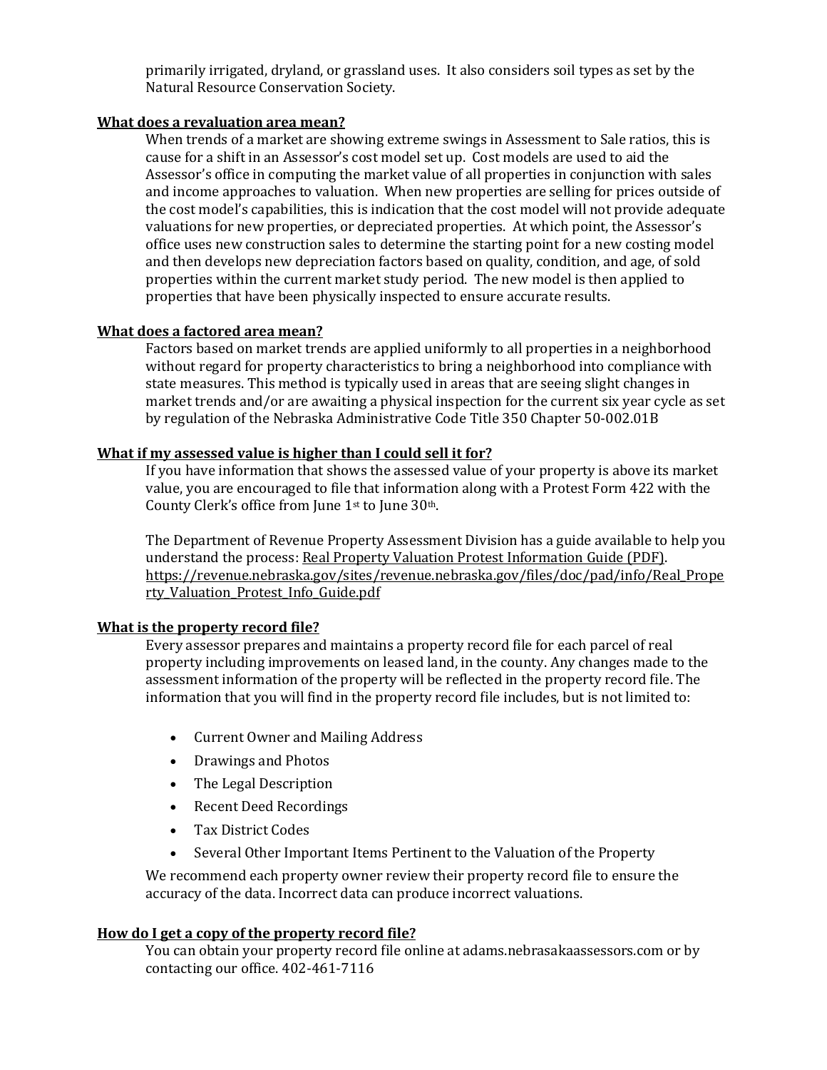primarily irrigated, dryland, or grassland uses. It also considers soil types as set by the Natural Resource Conservation Society.

**What does a revaluation area mean?**

When trends of a market are showing extreme swings in Assessment to Sale ratios, this is cause for a shift in an Assessor's cost model set up. Cost models are used to aid the Assessor's office in computing the market value of all properties in conjunction with sales and income approaches to valuation. When new properties are selling for prices outside of the cost model's capabilities, this is indication that the cost model will not provide adequate valuations for new properties, or depreciated properties. At which point, the Assessor's office uses new construction sales to determine the starting point for a new costing model and then develops new depreciation factors based on quality, condition, and age, of sold properties within the current market study period. The new model is then applied to properties that have been physically inspected to ensure accurate results.

**What does a factored area mean?**

Factors based on market trends are applied uniformly to all properties in a neighborhood without regard for property characteristics to bring a neighborhood into compliance with state measures. This method is typically used in areas that are seeing slight changes in market trends and/or are awaiting a physical inspection for the current six year cycle as set by regulation of the Nebraska Administrative Code Title 350 Chapter 50-002.01B

**What if my assessed value is higher than I could sell it for?**

If you have information that shows the assessed value of your property is above its market value, you are encouraged to file that information along with a Protest Form 422 with the County Clerk's office from June 1st to June 30th.

The Department of Revenue Property Assessment Division has a guide available to help you understand the process: Real Property Valuation Protest Information Guide (PDF). https://revenue.nebraska.gov/sites/revenue.nebraska.gov/files/doc/pad/info/Real_Property_Valuation_Protest_Info_Guide.pdf

**What is the property record file?**

Every assessor prepares and maintains a property record file for each parcel of real property including improvements on leased land, in the county. Any changes made to the assessment information of the property will be reflected in the property record file. The information that you will find in the property record file includes, but is not limited to:

- Current Owner and Mailing Address
- Drawings and Photos
- The Legal Description
- Recent Deed Recordings
- Tax District Codes
- Several Other Important Items Pertinent to the Valuation of the Property

We recommend each property owner review their property record file to ensure the accuracy of the data. Incorrect data can produce incorrect valuations.

**How do I get a copy of the property record file?**

You can obtain your property record file online at adams.nebrasakaassessors.com or by contacting our office. 402-461-7116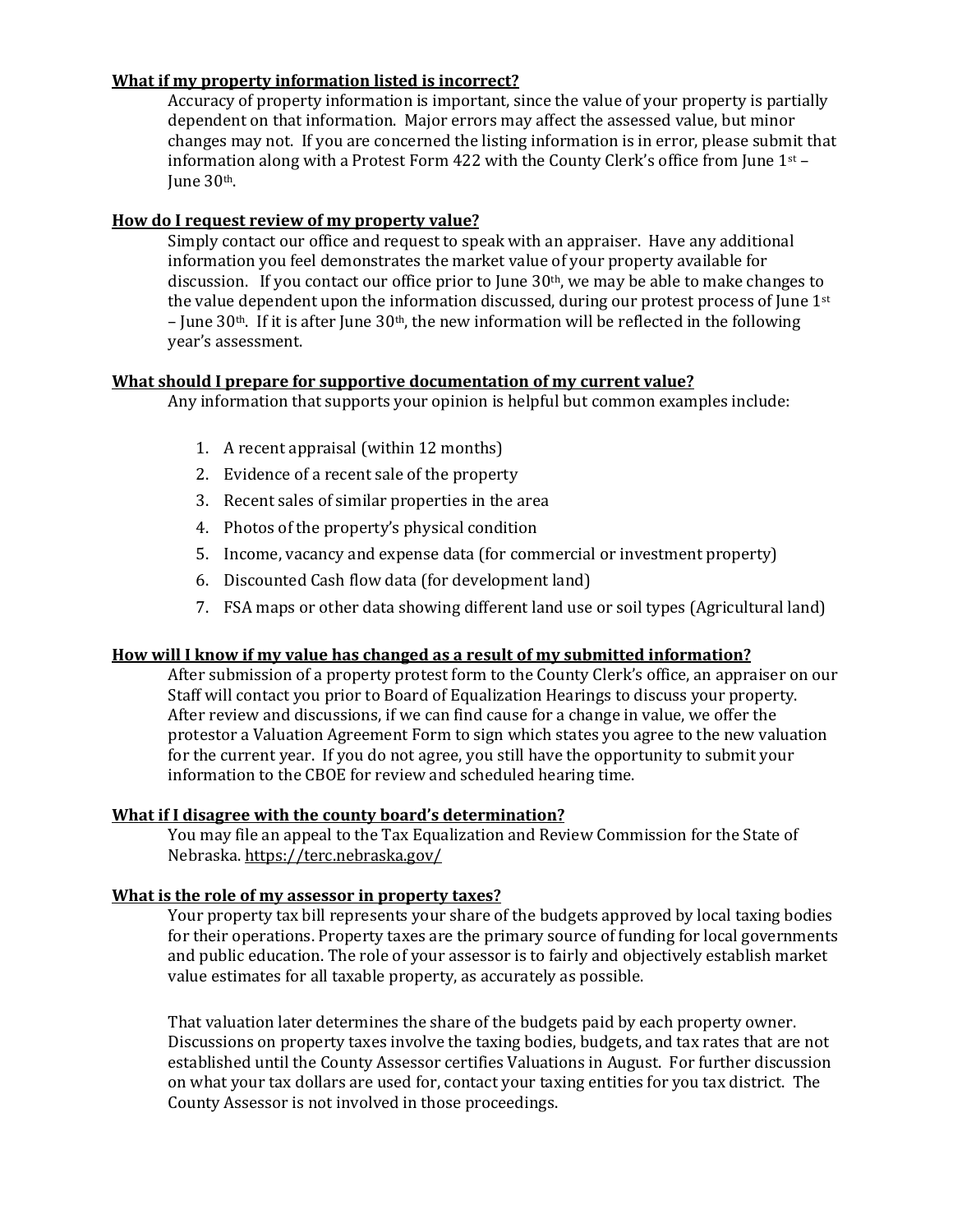**What if my property information listed is incorrect?**

Accuracy of property information is important, since the value of your property is partially dependent on that information. Major errors may affect the assessed value, but minor changes may not. If you are concerned the listing information is in error, please submit that information along with a Protest Form 422 with the County Clerk's office from June 1st – June 30th.

**How do I request review of my property value?**

Simply contact our office and request to speak with an appraiser. Have any additional information you feel demonstrates the market value of your property available for discussion. If you contact our office prior to June 30th, we may be able to make changes to the value dependent upon the information discussed, during our protest process of June 1st – June 30th. If it is after June 30th, the new information will be reflected in the following year's assessment.

**What should I prepare for supportive documentation of my current value?**

Any information that supports your opinion is helpful but common examples include:

1. A recent appraisal (within 12 months)
2. Evidence of a recent sale of the property
3. Recent sales of similar properties in the area
4. Photos of the property's physical condition
5. Income, vacancy and expense data (for commercial or investment property)
6. Discounted Cash flow data (for development land)
7. FSA maps or other data showing different land use or soil types (Agricultural land)

**How will I know if my value has changed as a result of my submitted information?**

After submission of a property protest form to the County Clerk's office, an appraiser on our Staff will contact you prior to Board of Equalization Hearings to discuss your property. After review and discussions, if we can find cause for a change in value, we offer the protestor a Valuation Agreement Form to sign which states you agree to the new valuation for the current year. If you do not agree, you still have the opportunity to submit your information to the CBOE for review and scheduled hearing time.

**What if I disagree with the county board's determination?**

You may file an appeal to the Tax Equalization and Review Commission for the State of Nebraska. https://terc.nebraska.gov/

**What is the role of my assessor in property taxes?**

Your property tax bill represents your share of the budgets approved by local taxing bodies for their operations. Property taxes are the primary source of funding for local governments and public education. The role of your assessor is to fairly and objectively establish market value estimates for all taxable property, as accurately as possible.

That valuation later determines the share of the budgets paid by each property owner. Discussions on property taxes involve the taxing bodies, budgets, and tax rates that are not established until the County Assessor certifies Valuations in August. For further discussion on what your tax dollars are used for, contact your taxing entities for you tax district. The County Assessor is not involved in those proceedings.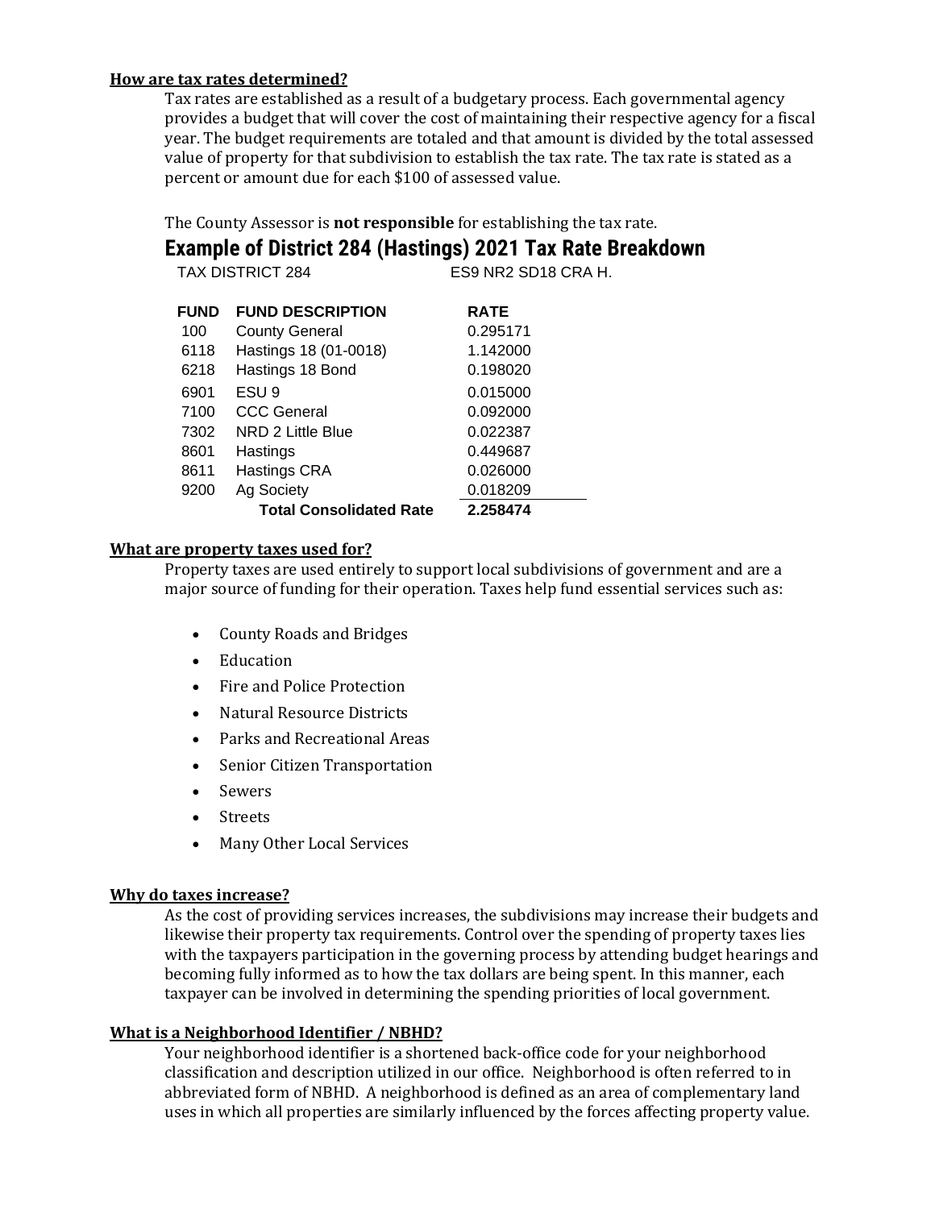**How are tax rates determined?**

Tax rates are established as a result of a budgetary process. Each governmental agency provides a budget that will cover the cost of maintaining their respective agency for a fiscal year. The budget requirements are totaled and that amount is divided by the total assessed value of property for that subdivision to establish the tax rate. The tax rate is stated as a percent or amount due for each $100 of assessed value.

The County Assessor is **not responsible** for establishing the tax rate.

## Example of District 284 (Hastings) 2021 Tax Rate Breakdown

TAX DISTRICT 284 ES9 NR2 SD18 CRA H.

| FUND | FUND DESCRIPTION | RATE |
|---|---|---|
| 100 | County General | 0.295171 |
| 6118 | Hastings 18 (01-0018) | 1.142000 |
| 6218 | Hastings 18 Bond | 0.198020 |
| 6901 | ESU 9 | 0.015000 |
| 7100 | CCC General | 0.092000 |
| 7302 | NRD 2 Little Blue | 0.022387 |
| 8601 | Hastings | 0.449687 |
| 8611 | Hastings CRA | 0.026000 |
| 9200 | Ag Society | 0.018209 |
| | **Total Consolidated Rate** | **2.258474** |

**What are property taxes used for?**

Property taxes are used entirely to support local subdivisions of government and are a major source of funding for their operation. Taxes help fund essential services such as:

- County Roads and Bridges
- Education
- Fire and Police Protection
- Natural Resource Districts
- Parks and Recreational Areas
- Senior Citizen Transportation
- Sewers
- Streets
- Many Other Local Services

**Why do taxes increase?**

As the cost of providing services increases, the subdivisions may increase their budgets and likewise their property tax requirements. Control over the spending of property taxes lies with the taxpayers participation in the governing process by attending budget hearings and becoming fully informed as to how the tax dollars are being spent. In this manner, each taxpayer can be involved in determining the spending priorities of local government.

**What is a Neighborhood Identifier / NBHD?**

Your neighborhood identifier is a shortened back-office code for your neighborhood classification and description utilized in our office. Neighborhood is often referred to in abbreviated form of NBHD. A neighborhood is defined as an area of complementary land uses in which all properties are similarly influenced by the forces affecting property value.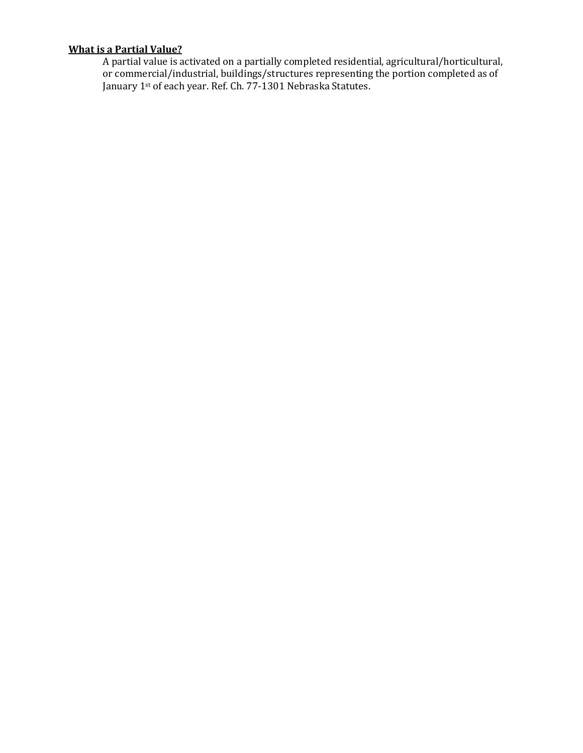**<u>What is a Partial Value?</u>**

A partial value is activated on a partially completed residential, agricultural/horticultural, or commercial/industrial, buildings/structures representing the portion completed as of January 1st of each year. Ref. Ch. 77-1301 Nebraska Statutes.